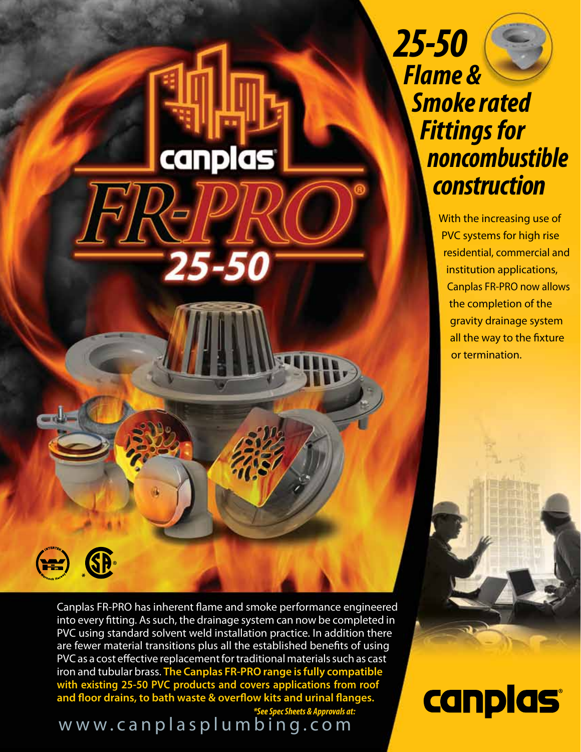# 25-50 Flame & Smoke rated Fittings for noncombustible construction

canplas **FR-PRO®** 25-50

With the increasing use of PVC systems for high rise residential, commercial and institution applications, Canplas FR-PRO now allows the completion of the gravity drainage system all the way to the fixture or termination.

Canplas FR-PRO has inherent flame and smoke performance engineered into every fitting. As such, the drainage system can now be completed in PVC using standard solvent weld installation practice. In addition there are fewer material transitions plus all the established benefits of using PVC as a cost effective replacement for traditional materials such as cast iron and tubular brass. **The Canplas FR-PRO range is fully compatible with existing 25-50 PVC products and covers applications from roof and floor drains, to bath waste & overflow kits and urinal flanges.**

***See Spec Sheets & Approvals at:***

www.canplasplumbing.com

canplas®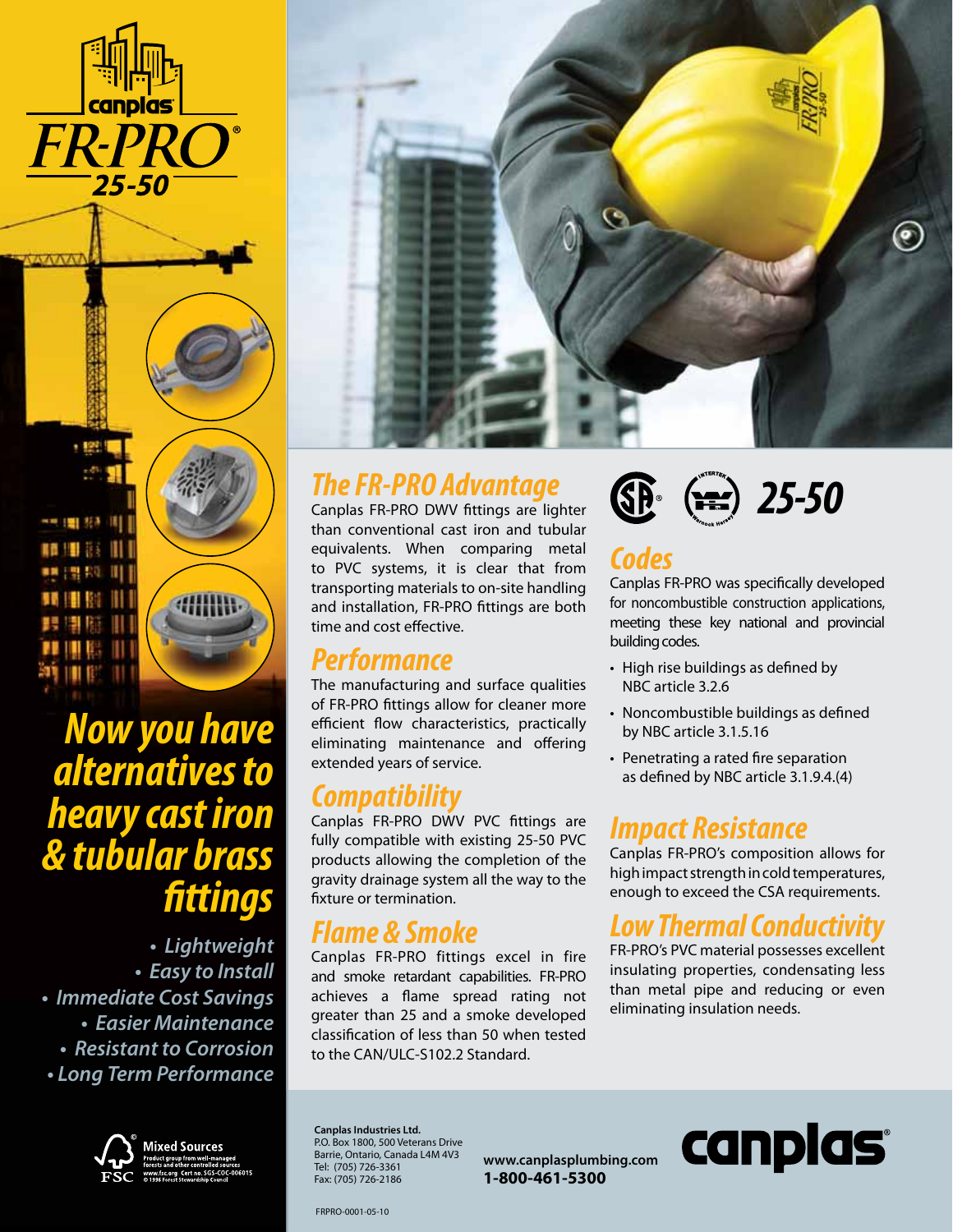canplas

# FR-PRO® 25-50

## Now you have alternatives to heavy cast iron & tubular brass fittings

- Lightweight
- Easy to Install
- Immediate Cost Savings
- Easier Maintenance
- Resistant to Corrosion
- Long Term Performance

Mixed Sources
Product group from well-managed forests and other controlled sources
www.fsc.org Cert no. SGS-COC-006015
© 1996 Forest Stewardship Council

## The FR-PRO Advantage

Canplas FR-PRO DWV fittings are lighter than conventional cast iron and tubular equivalents. When comparing metal to PVC systems, it is clear that from transporting materials to on-site handling and installation, FR-PRO fittings are both time and cost effective.

## Performance

The manufacturing and surface qualities of FR-PRO fittings allow for cleaner more efficient flow characteristics, practically eliminating maintenance and offering extended years of service.

## Compatibility

Canplas FR-PRO DWV PVC fittings are fully compatible with existing 25-50 PVC products allowing the completion of the gravity drainage system all the way to the fixture or termination.

## Flame & Smoke

Canplas FR-PRO fittings excel in fire and smoke retardant capabilities. FR-PRO achieves a flame spread rating not greater than 25 and a smoke developed classification of less than 50 when tested to the CAN/ULC-S102.2 Standard.

25-50

## Codes

Canplas FR-PRO was specifically developed for noncombustible construction applications, meeting these key national and provincial building codes.

- High rise buildings as defined by NBC article 3.2.6
- Noncombustible buildings as defined by NBC article 3.1.5.16
- Penetrating a rated fire separation as defined by NBC article 3.1.9.4.(4)

## Impact Resistance

Canplas FR-PRO's composition allows for high impact strength in cold temperatures, enough to exceed the CSA requirements.

## Low Thermal Conductivity

FR-PRO's PVC material possesses excellent insulating properties, condensating less than metal pipe and reducing or even eliminating insulation needs.

**Canplas Industries Ltd.**
P.O. Box 1800, 500 Veterans Drive
Barrie, Ontario, Canada L4M 4V3
Tel: (705) 726-3361
Fax: (705) 726-2186

**www.canplasplumbing.com**
**1-800-461-5300**

canplas®

FRPRO-0001-05-10